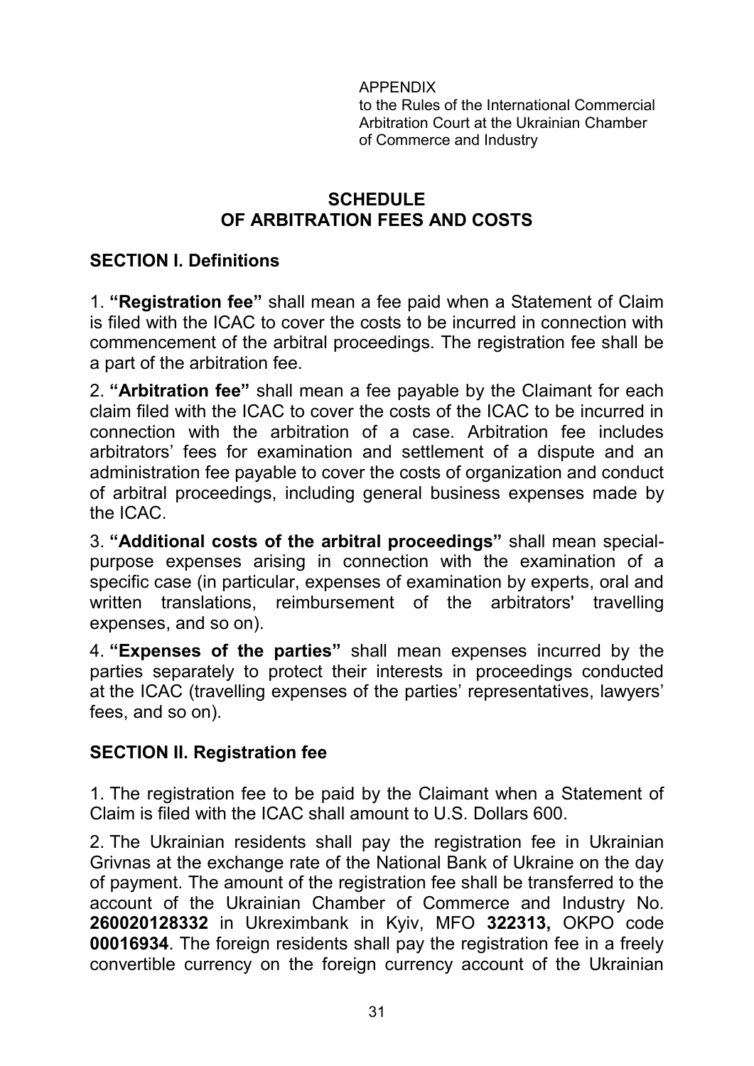APPENDIX
to the Rules of the International Commercial Arbitration Court at the Ukrainian Chamber of Commerce and Industry

# SCHEDULE OF ARBITRATION FEES AND COSTS

## SECTION I. Definitions

1. **"Registration fee"** shall mean a fee paid when a Statement of Claim is filed with the ICAC to cover the costs to be incurred in connection with commencement of the arbitral proceedings. The registration fee shall be a part of the arbitration fee.

2. **"Arbitration fee"** shall mean a fee payable by the Claimant for each claim filed with the ICAC to cover the costs of the ICAC to be incurred in connection with the arbitration of a case. Arbitration fee includes arbitrators' fees for examination and settlement of a dispute and an administration fee payable to cover the costs of organization and conduct of arbitral proceedings, including general business expenses made by the ICAC.

3. **"Additional costs of the arbitral proceedings"** shall mean special-purpose expenses arising in connection with the examination of a specific case (in particular, expenses of examination by experts, oral and written translations, reimbursement of the arbitrators' travelling expenses, and so on).

4. **"Expenses of the parties"** shall mean expenses incurred by the parties separately to protect their interests in proceedings conducted at the ICAC (travelling expenses of the parties' representatives, lawyers' fees, and so on).

## SECTION II. Registration fee

1. The registration fee to be paid by the Claimant when a Statement of Claim is filed with the ICAC shall amount to U.S. Dollars 600.

2. The Ukrainian residents shall pay the registration fee in Ukrainian Grivnas at the exchange rate of the National Bank of Ukraine on the day of payment. The amount of the registration fee shall be transferred to the account of the Ukrainian Chamber of Commerce and Industry No. **260020128332** in Ukreximbank in Kyiv, MFO **322313,** OKPO code **00016934**. The foreign residents shall pay the registration fee in a freely convertible currency on the foreign currency account of the Ukrainian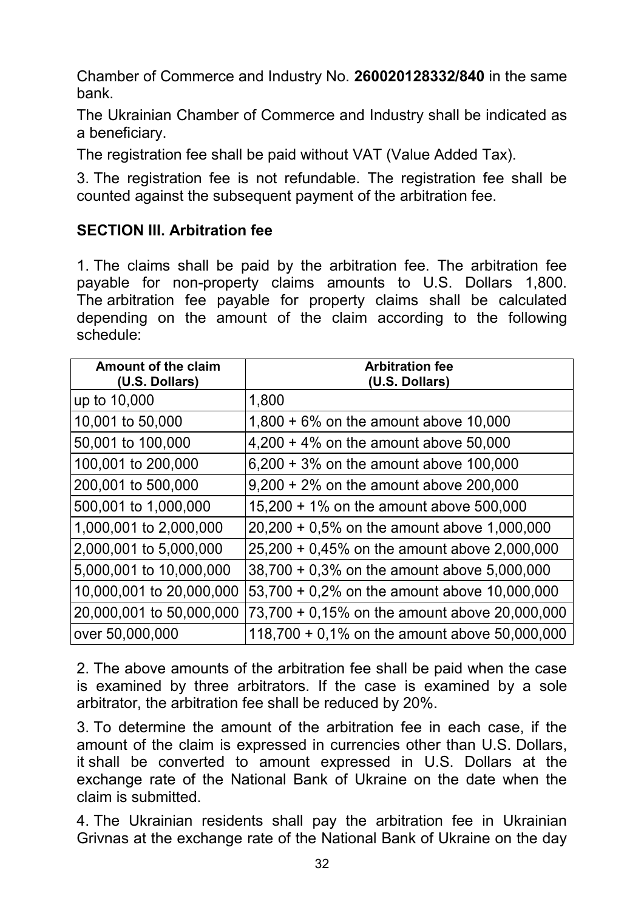Chamber of Commerce and Industry No. **260020128332/840** in the same bank.

The Ukrainian Chamber of Commerce and Industry shall be indicated as a beneficiary.

The registration fee shall be paid without VAT (Value Added Tax).

3. The registration fee is not refundable. The registration fee shall be counted against the subsequent payment of the arbitration fee.

## SECTION III. Arbitration fee

1. The claims shall be paid by the arbitration fee. The arbitration fee payable for non-property claims amounts to U.S. Dollars 1,800. The arbitration fee payable for property claims shall be calculated depending on the amount of the claim according to the following schedule:

| Amount of the claim (U.S. Dollars) | Arbitration fee (U.S. Dollars) |
|---|---|
| up to 10,000 | 1,800 |
| 10,001 to 50,000 | 1,800 + 6% on the amount above 10,000 |
| 50,001 to 100,000 | 4,200 + 4% on the amount above 50,000 |
| 100,001 to 200,000 | 6,200 + 3% on the amount above 100,000 |
| 200,001 to 500,000 | 9,200 + 2% on the amount above 200,000 |
| 500,001 to 1,000,000 | 15,200 + 1% on the amount above 500,000 |
| 1,000,001 to 2,000,000 | 20,200 + 0,5% on the amount above 1,000,000 |
| 2,000,001 to 5,000,000 | 25,200 + 0,45% on the amount above 2,000,000 |
| 5,000,001 to 10,000,000 | 38,700 + 0,3% on the amount above 5,000,000 |
| 10,000,001 to 20,000,000 | 53,700 + 0,2% on the amount above 10,000,000 |
| 20,000,001 to 50,000,000 | 73,700 + 0,15% on the amount above 20,000,000 |
| over 50,000,000 | 118,700 + 0,1% on the amount above 50,000,000 |

2. The above amounts of the arbitration fee shall be paid when the case is examined by three arbitrators. If the case is examined by a sole arbitrator, the arbitration fee shall be reduced by 20%.

3. To determine the amount of the arbitration fee in each case, if the amount of the claim is expressed in currencies other than U.S. Dollars, it shall be converted to amount expressed in U.S. Dollars at the exchange rate of the National Bank of Ukraine on the date when the claim is submitted.

4. The Ukrainian residents shall pay the arbitration fee in Ukrainian Grivnas at the exchange rate of the National Bank of Ukraine on the day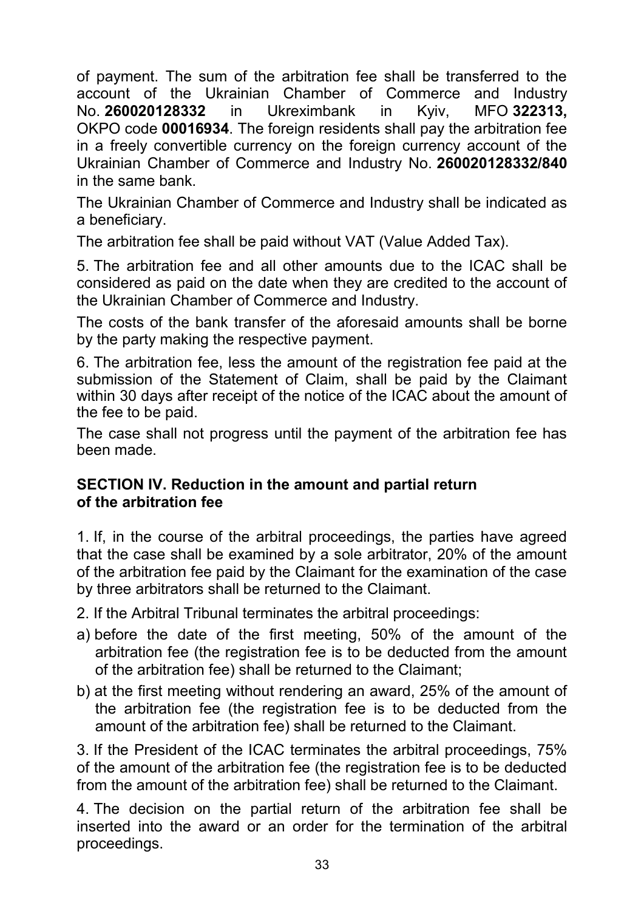of payment. The sum of the arbitration fee shall be transferred to the account of the Ukrainian Chamber of Commerce and Industry No. **260020128332** in Ukreximbank in Kyiv, MFO **322313,** OKPO code **00016934**. The foreign residents shall pay the arbitration fee in a freely convertible currency on the foreign currency account of the Ukrainian Chamber of Commerce and Industry No. **260020128332/840** in the same bank.

The Ukrainian Chamber of Commerce and Industry shall be indicated as a beneficiary.

The arbitration fee shall be paid without VAT (Value Added Tax).

5. The arbitration fee and all other amounts due to the ICAC shall be considered as paid on the date when they are credited to the account of the Ukrainian Chamber of Commerce and Industry.

The costs of the bank transfer of the aforesaid amounts shall be borne by the party making the respective payment.

6. The arbitration fee, less the amount of the registration fee paid at the submission of the Statement of Claim, shall be paid by the Claimant within 30 days after receipt of the notice of the ICAC about the amount of the fee to be paid.

The case shall not progress until the payment of the arbitration fee has been made.

## SECTION IV. Reduction in the amount and partial return of the arbitration fee

1. If, in the course of the arbitral proceedings, the parties have agreed that the case shall be examined by a sole arbitrator, 20% of the amount of the arbitration fee paid by the Claimant for the examination of the case by three arbitrators shall be returned to the Claimant.

2. If the Arbitral Tribunal terminates the arbitral proceedings:

a) before the date of the first meeting, 50% of the amount of the arbitration fee (the registration fee is to be deducted from the amount of the arbitration fee) shall be returned to the Claimant;

b) at the first meeting without rendering an award, 25% of the amount of the arbitration fee (the registration fee is to be deducted from the amount of the arbitration fee) shall be returned to the Claimant.

3. If the President of the ICAC terminates the arbitral proceedings, 75% of the amount of the arbitration fee (the registration fee is to be deducted from the amount of the arbitration fee) shall be returned to the Claimant.

4. The decision on the partial return of the arbitration fee shall be inserted into the award or an order for the termination of the arbitral proceedings.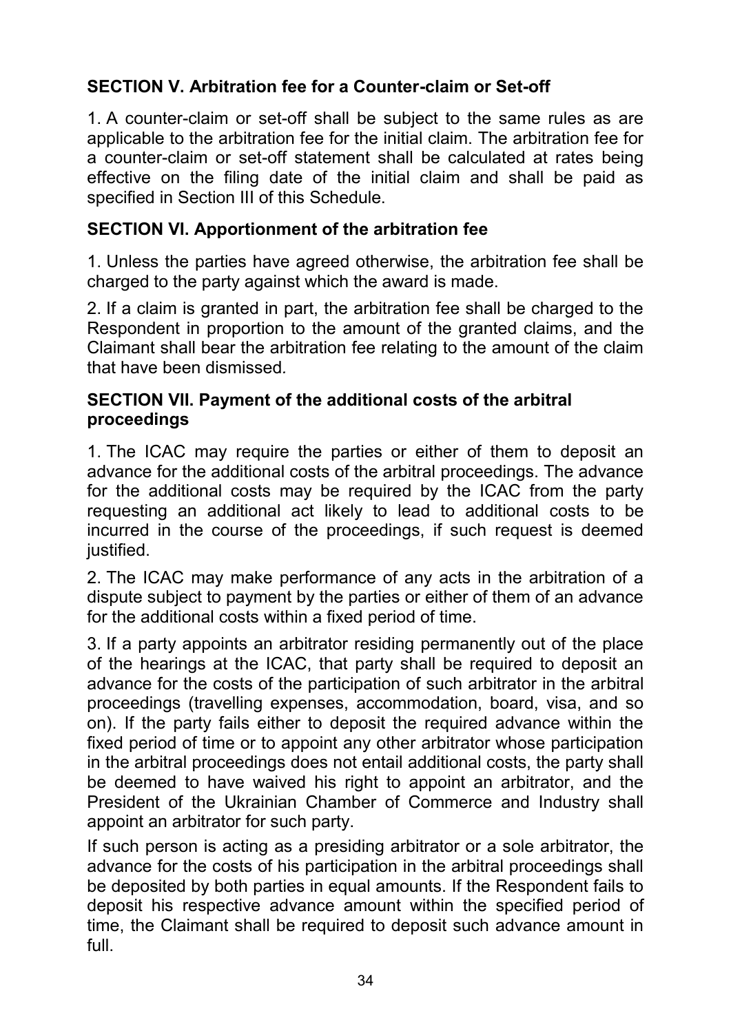## SECTION V. Arbitration fee for a Counter-claim or Set-off

1. A counter-claim or set-off shall be subject to the same rules as are applicable to the arbitration fee for the initial claim. The arbitration fee for a counter-claim or set-off statement shall be calculated at rates being effective on the filing date of the initial claim and shall be paid as specified in Section III of this Schedule.

## SECTION VI. Apportionment of the arbitration fee

1. Unless the parties have agreed otherwise, the arbitration fee shall be charged to the party against which the award is made.

2. If a claim is granted in part, the arbitration fee shall be charged to the Respondent in proportion to the amount of the granted claims, and the Claimant shall bear the arbitration fee relating to the amount of the claim that have been dismissed.

## SECTION VII. Payment of the additional costs of the arbitral proceedings

1. The ICAC may require the parties or either of them to deposit an advance for the additional costs of the arbitral proceedings. The advance for the additional costs may be required by the ICAC from the party requesting an additional act likely to lead to additional costs to be incurred in the course of the proceedings, if such request is deemed justified.

2. The ICAC may make performance of any acts in the arbitration of a dispute subject to payment by the parties or either of them of an advance for the additional costs within a fixed period of time.

3. If a party appoints an arbitrator residing permanently out of the place of the hearings at the ICAC, that party shall be required to deposit an advance for the costs of the participation of such arbitrator in the arbitral proceedings (travelling expenses, accommodation, board, visa, and so on). If the party fails either to deposit the required advance within the fixed period of time or to appoint any other arbitrator whose participation in the arbitral proceedings does not entail additional costs, the party shall be deemed to have waived his right to appoint an arbitrator, and the President of the Ukrainian Chamber of Commerce and Industry shall appoint an arbitrator for such party.

If such person is acting as a presiding arbitrator or a sole arbitrator, the advance for the costs of his participation in the arbitral proceedings shall be deposited by both parties in equal amounts. If the Respondent fails to deposit his respective advance amount within the specified period of time, the Claimant shall be required to deposit such advance amount in full.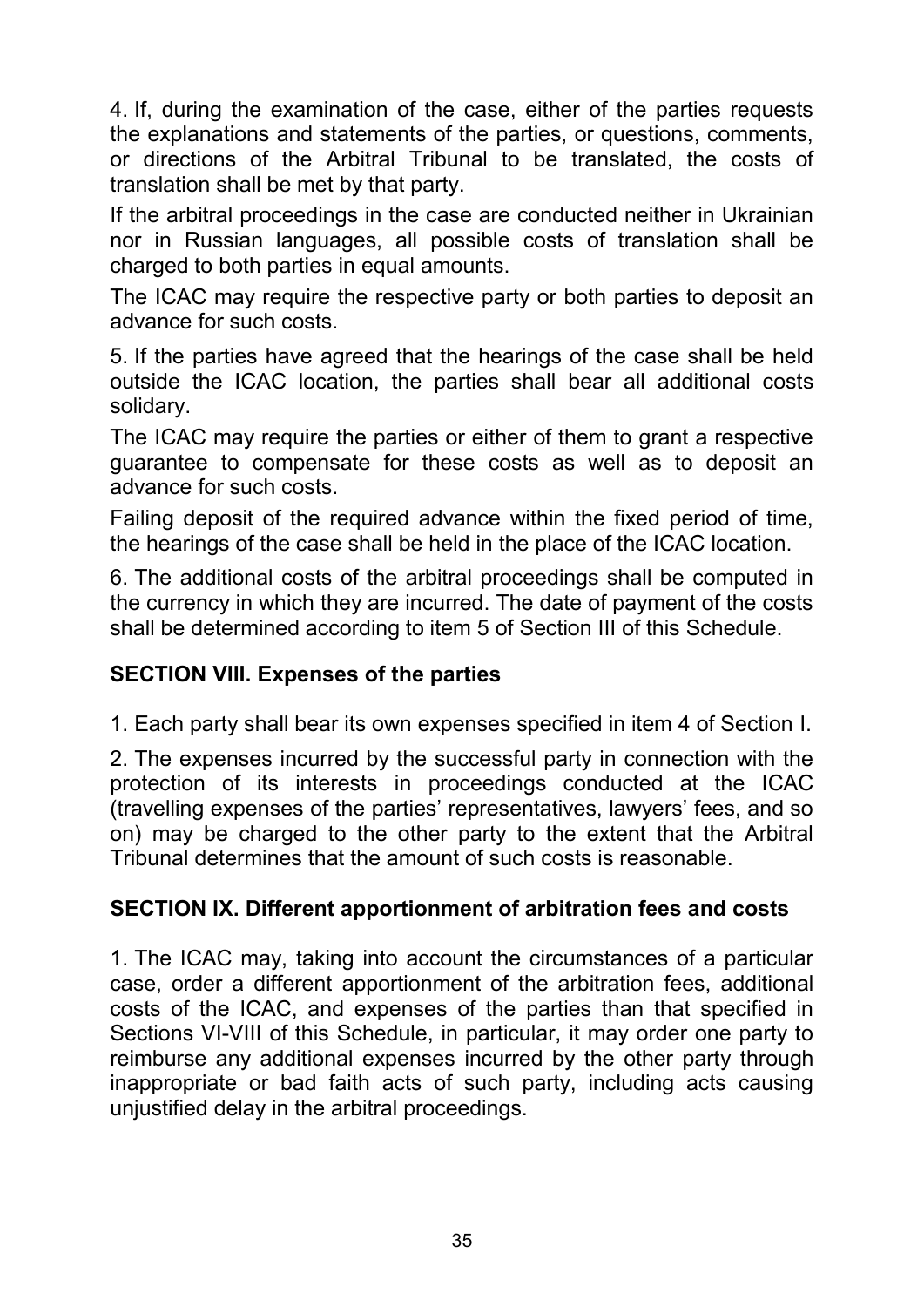4. If, during the examination of the case, either of the parties requests the explanations and statements of the parties, or questions, comments, or directions of the Arbitral Tribunal to be translated, the costs of translation shall be met by that party.

If the arbitral proceedings in the case are conducted neither in Ukrainian nor in Russian languages, all possible costs of translation shall be charged to both parties in equal amounts.

The ICAC may require the respective party or both parties to deposit an advance for such costs.

5. If the parties have agreed that the hearings of the case shall be held outside the ICAC location, the parties shall bear all additional costs solidary.

The ICAC may require the parties or either of them to grant a respective guarantee to compensate for these costs as well as to deposit an advance for such costs.

Failing deposit of the required advance within the fixed period of time, the hearings of the case shall be held in the place of the ICAC location.

6. The additional costs of the arbitral proceedings shall be computed in the currency in which they are incurred. The date of payment of the costs shall be determined according to item 5 of Section III of this Schedule.

## SECTION VIII. Expenses of the parties

1. Each party shall bear its own expenses specified in item 4 of Section I.

2. The expenses incurred by the successful party in connection with the protection of its interests in proceedings conducted at the ICAC (travelling expenses of the parties' representatives, lawyers' fees, and so on) may be charged to the other party to the extent that the Arbitral Tribunal determines that the amount of such costs is reasonable.

## SECTION IX. Different apportionment of arbitration fees and costs

1. The ICAC may, taking into account the circumstances of a particular case, order a different apportionment of the arbitration fees, additional costs of the ICAC, and expenses of the parties than that specified in Sections VI-VIII of this Schedule, in particular, it may order one party to reimburse any additional expenses incurred by the other party through inappropriate or bad faith acts of such party, including acts causing unjustified delay in the arbitral proceedings.